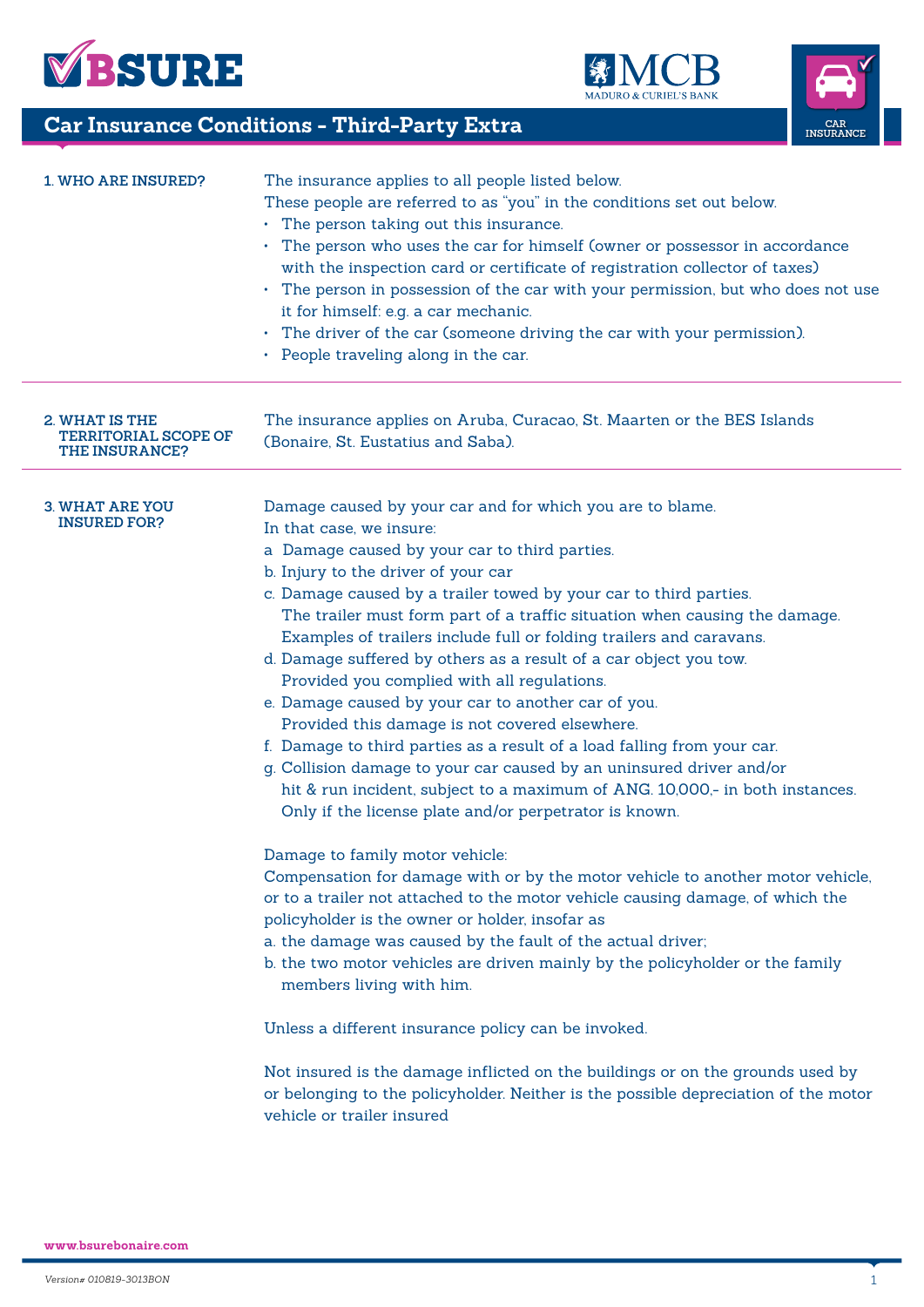# Car Insurance Conditions - Third-Party Extra

## 1. WHO ARE INSURED?

The insurance applies to all people listed below.
These people are referred to as "you" in the conditions set out below.

- The person taking out this insurance.
- The person who uses the car for himself (owner or possessor in accordance with the inspection card or certificate of registration collector of taxes)
- The person in possession of the car with your permission, but who does not use it for himself: e.g. a car mechanic.
- The driver of the car (someone driving the car with your permission).
- People traveling along in the car.

## 2. WHAT IS THE TERRITORIAL SCOPE OF THE INSURANCE?

The insurance applies on Aruba, Curacao, St. Maarten or the BES Islands (Bonaire, St. Eustatius and Saba).

## 3. WHAT ARE YOU INSURED FOR?

Damage caused by your car and for which you are to blame.
In that case, we insure:

a. Damage caused by your car to third parties.
b. Injury to the driver of your car
c. Damage caused by a trailer towed by your car to third parties. The trailer must form part of a traffic situation when causing the damage. Examples of trailers include full or folding trailers and caravans.
d. Damage suffered by others as a result of a car object you tow. Provided you complied with all regulations.
e. Damage caused by your car to another car of you. Provided this damage is not covered elsewhere.
f. Damage to third parties as a result of a load falling from your car.
g. Collision damage to your car caused by an uninsured driver and/or hit & run incident, subject to a maximum of ANG. 10,000,- in both instances. Only if the license plate and/or perpetrator is known.

Damage to family motor vehicle:
Compensation for damage with or by the motor vehicle to another motor vehicle, or to a trailer not attached to the motor vehicle causing damage, of which the policyholder is the owner or holder, insofar as

a. the damage was caused by the fault of the actual driver;
b. the two motor vehicles are driven mainly by the policyholder or the family members living with him.

Unless a different insurance policy can be invoked.

Not insured is the damage inflicted on the buildings or on the grounds used by or belonging to the policyholder. Neither is the possible depreciation of the motor vehicle or trailer insured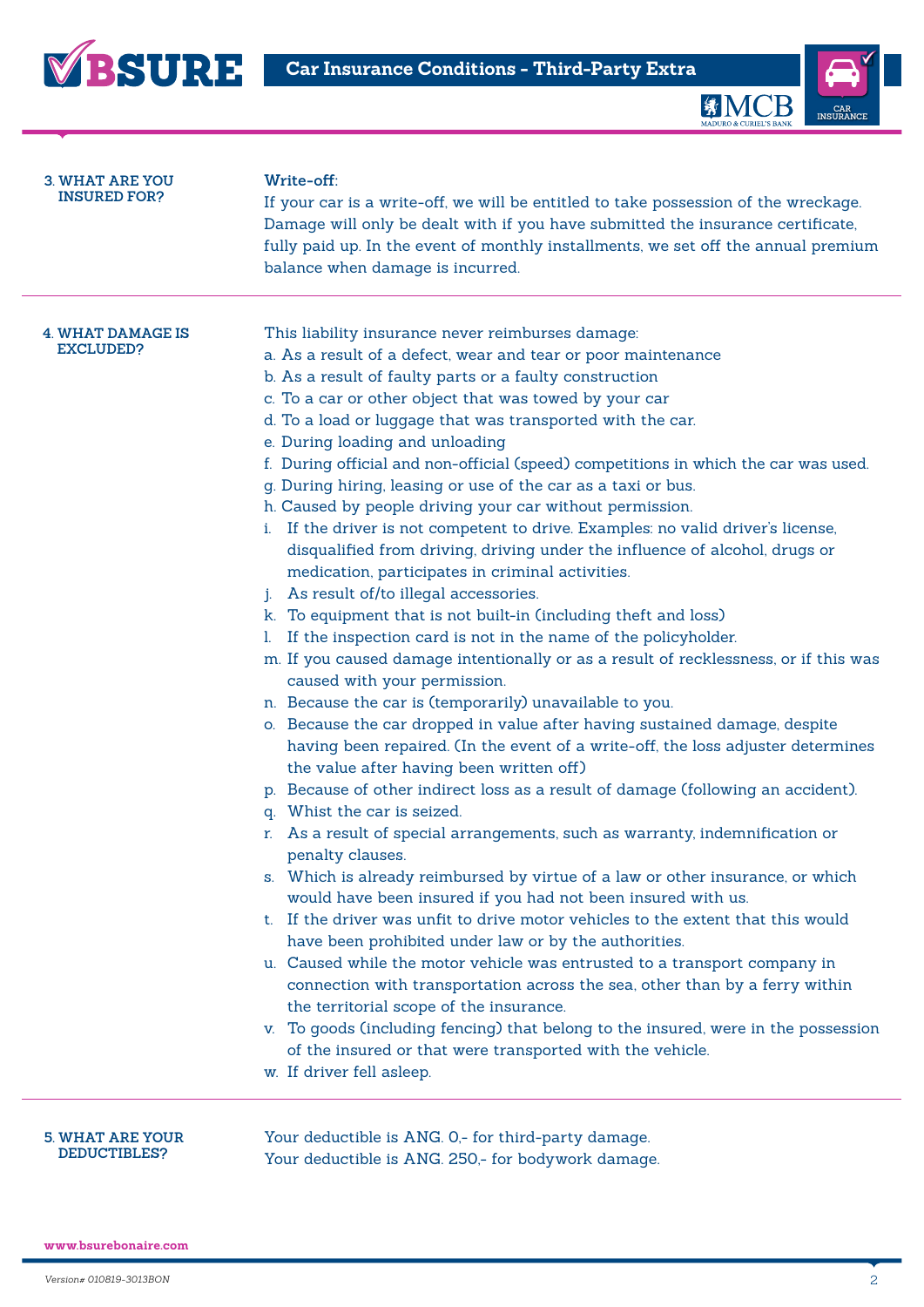## 3. WHAT ARE YOU INSURED FOR?

**Write-off:**

If your car is a write-off, we will be entitled to take possession of the wreckage. Damage will only be dealt with if you have submitted the insurance certificate, fully paid up. In the event of monthly installments, we set off the annual premium balance when damage is incurred.

## 4. WHAT DAMAGE IS EXCLUDED?

This liability insurance never reimburses damage:

a. As a result of a defect, wear and tear or poor maintenance
b. As a result of faulty parts or a faulty construction
c. To a car or other object that was towed by your car
d. To a load or luggage that was transported with the car.
e. During loading and unloading
f. During official and non-official (speed) competitions in which the car was used.
g. During hiring, leasing or use of the car as a taxi or bus.
h. Caused by people driving your car without permission.
i. If the driver is not competent to drive. Examples: no valid driver's license, disqualified from driving, driving under the influence of alcohol, drugs or medication, participates in criminal activities.
j. As result of/to illegal accessories.
k. To equipment that is not built-in (including theft and loss)
l. If the inspection card is not in the name of the policyholder.
m. If you caused damage intentionally or as a result of recklessness, or if this was caused with your permission.
n. Because the car is (temporarily) unavailable to you.
o. Because the car dropped in value after having sustained damage, despite having been repaired. (In the event of a write-off, the loss adjuster determines the value after having been written off)
p. Because of other indirect loss as a result of damage (following an accident).
q. Whist the car is seized.
r. As a result of special arrangements, such as warranty, indemnification or penalty clauses.
s. Which is already reimbursed by virtue of a law or other insurance, or which would have been insured if you had not been insured with us.
t. If the driver was unfit to drive motor vehicles to the extent that this would have been prohibited under law or by the authorities.
u. Caused while the motor vehicle was entrusted to a transport company in connection with transportation across the sea, other than by a ferry within the territorial scope of the insurance.
v. To goods (including fencing) that belong to the insured, were in the possession of the insured or that were transported with the vehicle.
w. If driver fell asleep.

## 5. WHAT ARE YOUR DEDUCTIBLES?

Your deductible is ANG. 0,- for third-party damage.
Your deductible is ANG. 250,- for bodywork damage.

www.bsurebonaire.com

*Version# 010819-3013BON*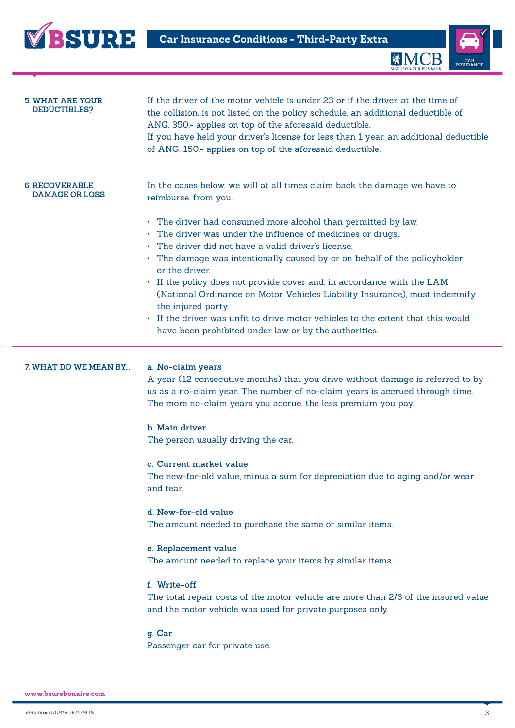## 5. WHAT ARE YOUR DEDUCTIBLES?

If the driver of the motor vehicle is under 23 or if the driver, at the time of the collision, is not listed on the policy schedule, an additional deductible of ANG. 350,- applies on top of the aforesaid deductible.
If you have held your driver's license for less than 1 year, an additional deductible of ANG. 150,- applies on top of the aforesaid deductible.

## 6. RECOVERABLE DAMAGE OR LOSS

In the cases below, we will at all times claim back the damage we have to reimburse, from you.

- The driver had consumed more alcohol than permitted by law.
- The driver was under the influence of medicines or drugs.
- The driver did not have a valid driver's license.
- The damage was intentionally caused by or on behalf of the policyholder or the driver.
- If the policy does not provide cover and, in accordance with the LAM (National Ordinance on Motor Vehicles Liability Insurance), must indemnify the injured party.
- If the driver was unfit to drive motor vehicles to the extent that this would have been prohibited under law or by the authorities.

## 7. WHAT DO WE MEAN BY...

**a. No-claim years**
A year (12 consecutive months) that you drive without damage is referred to by us as a no-claim year. The number of no-claim years is accrued through time. The more no-claim years you accrue, the less premium you pay.

**b. Main driver**
The person usually driving the car.

**c. Current market value**
The new-for-old value, minus a sum for depreciation due to aging and/or wear and tear.

**d. New-for-old value**
The amount needed to purchase the same or similar items.

**e. Replacement value**
The amount needed to replace your items by similar items.

**f. Write-off**
The total repair costs of the motor vehicle are more than 2/3 of the insured value and the motor vehicle was used for private purposes only.

**g. Car**
Passenger car for private use.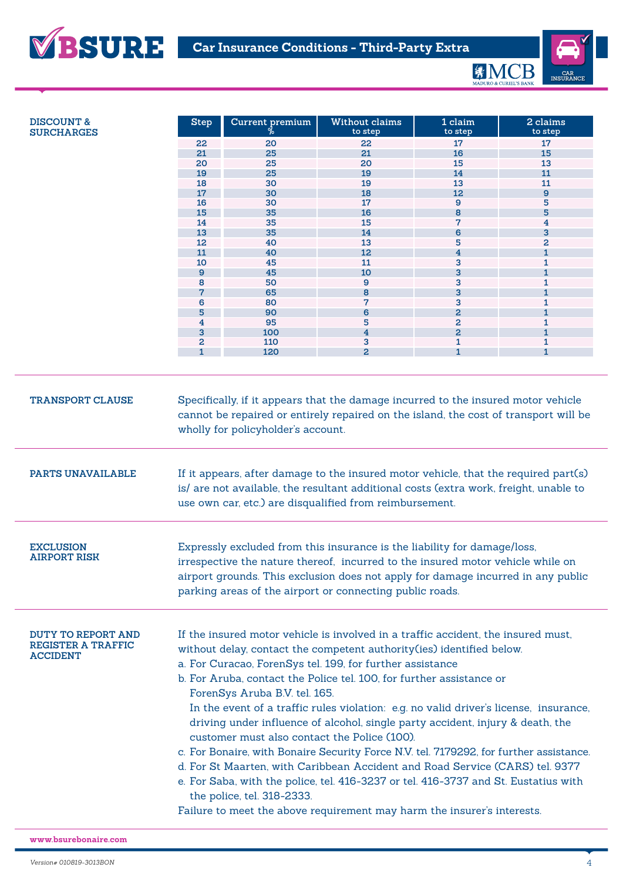## DISCOUNT & SURCHARGES

| Step | Current premium % | Without claims to step | 1 claim to step | 2 claims to step |
|---|---|---|---|---|
| 22 | 20 | 22 | 17 | 17 |
| 21 | 25 | 21 | 16 | 15 |
| 20 | 25 | 20 | 15 | 13 |
| 19 | 25 | 19 | 14 | 11 |
| 18 | 30 | 19 | 13 | 11 |
| 17 | 30 | 18 | 12 | 9 |
| 16 | 30 | 17 | 9 | 5 |
| 15 | 35 | 16 | 8 | 5 |
| 14 | 35 | 15 | 7 | 4 |
| 13 | 35 | 14 | 6 | 3 |
| 12 | 40 | 13 | 5 | 2 |
| 11 | 40 | 12 | 4 | 1 |
| 10 | 45 | 11 | 3 | 1 |
| 9 | 45 | 10 | 3 | 1 |
| 8 | 50 | 9 | 3 | 1 |
| 7 | 65 | 8 | 3 | 1 |
| 6 | 80 | 7 | 3 | 1 |
| 5 | 90 | 6 | 2 | 1 |
| 4 | 95 | 5 | 2 | 1 |
| 3 | 100 | 4 | 2 | 1 |
| 2 | 110 | 3 | 1 | 1 |
| 1 | 120 | 2 | 1 | 1 |

## TRANSPORT CLAUSE

Specifically, if it appears that the damage incurred to the insured motor vehicle cannot be repaired or entirely repaired on the island, the cost of transport will be wholly for policyholder's account.

## PARTS UNAVAILABLE

If it appears, after damage to the insured motor vehicle, that the required part(s) is/ are not available, the resultant additional costs (extra work, freight, unable to use own car, etc.) are disqualified from reimbursement.

## EXCLUSION AIRPORT RISK

Expressly excluded from this insurance is the liability for damage/loss, irrespective the nature thereof, incurred to the insured motor vehicle while on airport grounds. This exclusion does not apply for damage incurred in any public parking areas of the airport or connecting public roads.

## DUTY TO REPORT AND REGISTER A TRAFFIC ACCIDENT

If the insured motor vehicle is involved in a traffic accident, the insured must, without delay, contact the competent authority(ies) identified below.

a. For Curacao, ForenSys tel. 199, for further assistance
b. For Aruba, contact the Police tel. 100, for further assistance or ForenSys Aruba B.V. tel. 165.
   In the event of a traffic rules violation: e.g. no valid driver's license, insurance, driving under influence of alcohol, single party accident, injury & death, the customer must also contact the Police (100).
c. For Bonaire, with Bonaire Security Force N.V. tel. 7179292, for further assistance.
d. For St Maarten, with Caribbean Accident and Road Service (CARS) tel. 9377
e. For Saba, with the police, tel. 416-3237 or tel. 416-3737 and St. Eustatius with the police, tel. 318-2333.

Failure to meet the above requirement may harm the insurer's interests.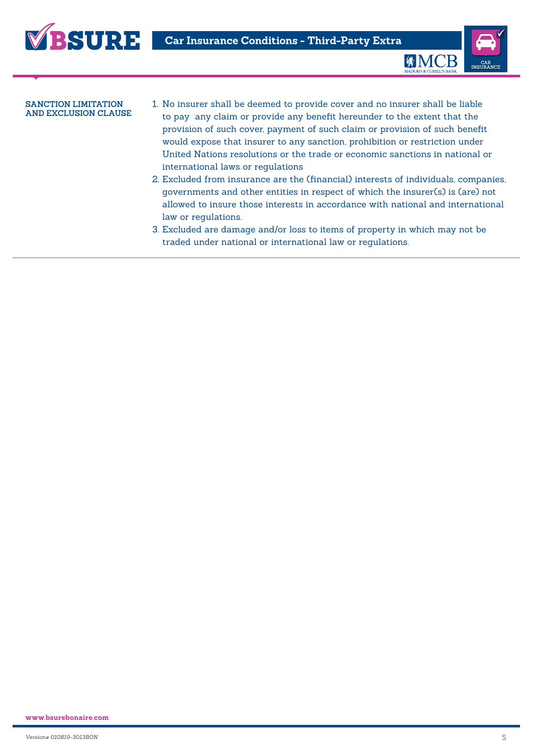## SANCTION LIMITATION AND EXCLUSION CLAUSE

1. No insurer shall be deemed to provide cover and no insurer shall be liable to pay any claim or provide any benefit hereunder to the extent that the provision of such cover, payment of such claim or provision of such benefit would expose that insurer to any sanction, prohibition or restriction under United Nations resolutions or the trade or economic sanctions in national or international laws or regulations
2. Excluded from insurance are the (financial) interests of individuals, companies, governments and other entities in respect of which the insurer(s) is (are) not allowed to insure those interests in accordance with national and international law or regulations.
3. Excluded are damage and/or loss to items of property in which may not be traded under national or international law or regulations.